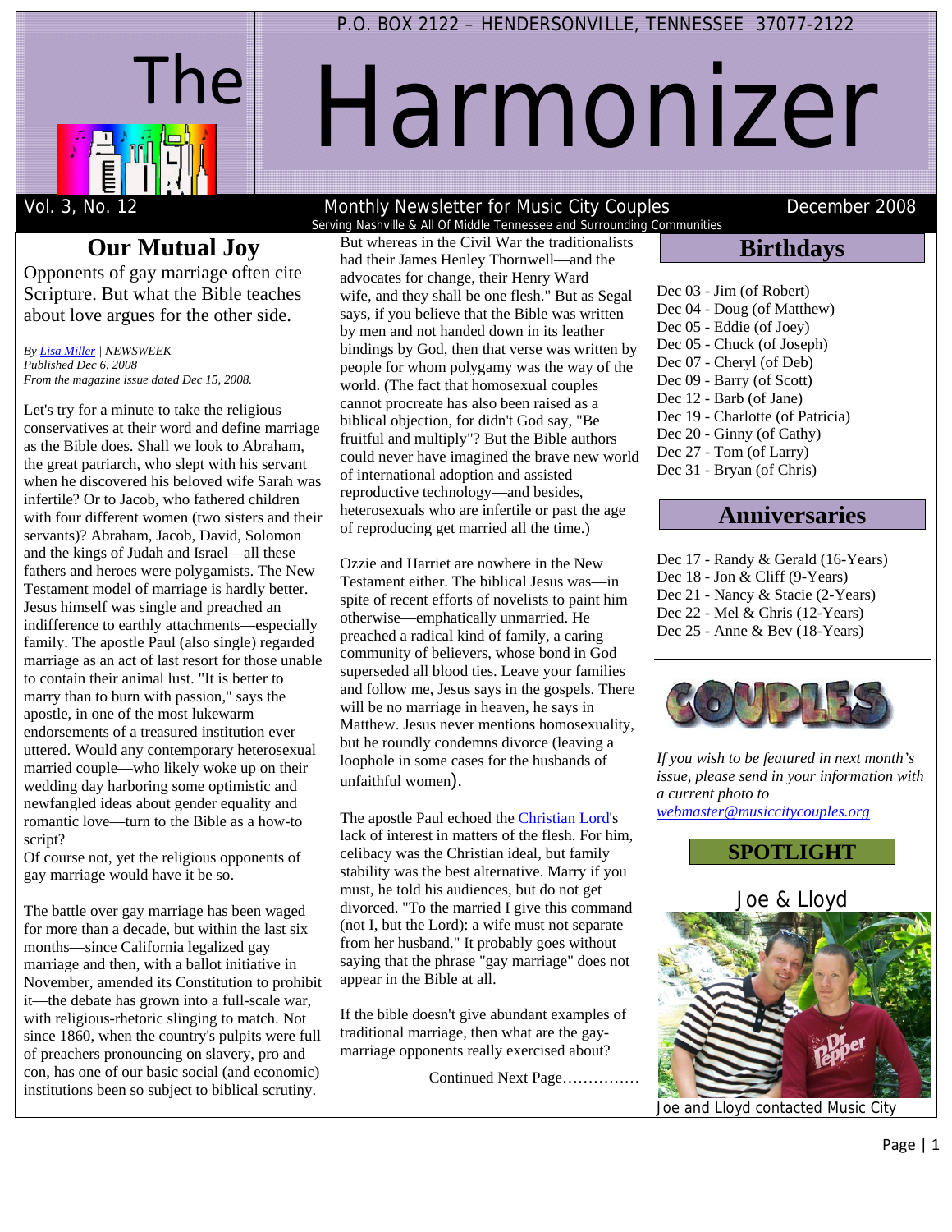P.O. BOX 2122 – HENDERSONVILLE, TENNESSEE 37077-2122

# The Harmonizer

Vol. 3, No. 12 | Monthly Newsletter for Music City Couples | December 2008

Serving Nashville & All Of Middle Tennessee and Surrounding Communities

## Our Mutual Joy

Opponents of gay marriage often cite Scripture. But what the Bible teaches about love argues for the other side.

*By Lisa Miller | NEWSWEEK*
*Published Dec 6, 2008*
*From the magazine issue dated Dec 15, 2008.*

Let's try for a minute to take the religious conservatives at their word and define marriage as the Bible does. Shall we look to Abraham, the great patriarch, who slept with his servant when he discovered his beloved wife Sarah was infertile? Or to Jacob, who fathered children with four different women (two sisters and their servants)? Abraham, Jacob, David, Solomon and the kings of Judah and Israel—all these fathers and heroes were polygamists. The New Testament model of marriage is hardly better. Jesus himself was single and preached an indifference to earthly attachments—especially family. The apostle Paul (also single) regarded marriage as an act of last resort for those unable to contain their animal lust. "It is better to marry than to burn with passion," says the apostle, in one of the most lukewarm endorsements of a treasured institution ever uttered. Would any contemporary heterosexual married couple—who likely woke up on their wedding day harboring some optimistic and newfangled ideas about gender equality and romantic love—turn to the Bible as a how-to script?

Of course not, yet the religious opponents of gay marriage would have it be so.

The battle over gay marriage has been waged for more than a decade, but within the last six months—since California legalized gay marriage and then, with a ballot initiative in November, amended its Constitution to prohibit it—the debate has grown into a full-scale war, with religious-rhetoric slinging to match. Not since 1860, when the country's pulpits were full of preachers pronouncing on slavery, pro and con, has one of our basic social (and economic) institutions been so subject to biblical scrutiny. But whereas in the Civil War the traditionalists had their James Henley Thornwell—and the advocates for change, their Henry Ward wife, and they shall be one flesh." But as Segal says, if you believe that the Bible was written by men and not handed down in its leather bindings by God, then that verse was written by people for whom polygamy was the way of the world. (The fact that homosexual couples cannot procreate has also been raised as a biblical objection, for didn't God say, "Be fruitful and multiply"? But the Bible authors could never have imagined the brave new world of international adoption and assisted reproductive technology—and besides, heterosexuals who are infertile or past the age of reproducing get married all the time.)

Ozzie and Harriet are nowhere in the New Testament either. The biblical Jesus was—in spite of recent efforts of novelists to paint him otherwise—emphatically unmarried. He preached a radical kind of family, a caring community of believers, whose bond in God superseded all blood ties. Leave your families and follow me, Jesus says in the gospels. There will be no marriage in heaven, he says in Matthew. Jesus never mentions homosexuality, but he roundly condemns divorce (leaving a loophole in some cases for the husbands of unfaithful women).

The apostle Paul echoed the Christian Lord's lack of interest in matters of the flesh. For him, celibacy was the Christian ideal, but family stability was the best alternative. Marry if you must, he told his audiences, but do not get divorced. "To the married I give this command (not I, but the Lord): a wife must not separate from her husband." It probably goes without saying that the phrase "gay marriage" does not appear in the Bible at all.

If the bible doesn't give abundant examples of traditional marriage, then what are the gay-marriage opponents really exercised about?

Continued Next Page……………

## Birthdays

Dec 03 - Jim (of Robert)
Dec 04 - Doug (of Matthew)
Dec 05 - Eddie (of Joey)
Dec 05 - Chuck (of Joseph)
Dec 07 - Cheryl (of Deb)
Dec 09 - Barry (of Scott)
Dec 12 - Barb (of Jane)
Dec 19 - Charlotte (of Patricia)
Dec 20 - Ginny (of Cathy)
Dec 27 - Tom (of Larry)
Dec 31 - Bryan (of Chris)

## Anniversaries

Dec 17 - Randy & Gerald (16-Years)
Dec 18 - Jon & Cliff (9-Years)
Dec 21 - Nancy & Stacie (2-Years)
Dec 22 - Mel & Chris (12-Years)
Dec 25 - Anne & Bev (18-Years)

COUPLES

*If you wish to be featured in next month's issue, please send in your information with a current photo to webmaster@musiccitycouples.org*

## SPOTLIGHT

### Joe & Lloyd

Joe and Lloyd contacted Music City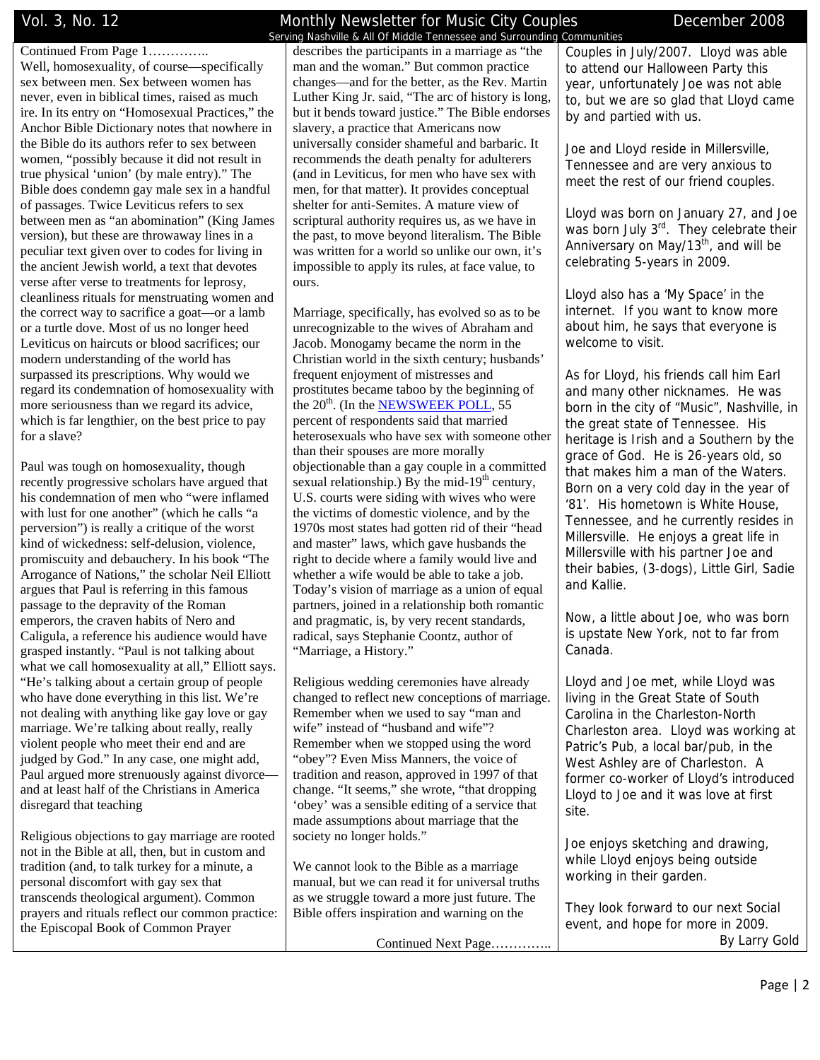Continued From Page 1…………..

Well, homosexuality, of course—specifically sex between men. Sex between women has never, even in biblical times, raised as much ire. In its entry on "Homosexual Practices," the Anchor Bible Dictionary notes that nowhere in the Bible do its authors refer to sex between women, "possibly because it did not result in true physical 'union' (by male entry)." The Bible does condemn gay male sex in a handful of passages. Twice Leviticus refers to sex between men as "an abomination" (King James version), but these are throwaway lines in a peculiar text given over to codes for living in the ancient Jewish world, a text that devotes verse after verse to treatments for leprosy, cleanliness rituals for menstruating women and the correct way to sacrifice a goat—or a lamb or a turtle dove. Most of us no longer heed Leviticus on haircuts or blood sacrifices; our modern understanding of the world has surpassed its prescriptions. Why would we regard its condemnation of homosexuality with more seriousness than we regard its advice, which is far lengthier, on the best price to pay for a slave?

Paul was tough on homosexuality, though recently progressive scholars have argued that his condemnation of men who "were inflamed with lust for one another" (which he calls "a perversion") is really a critique of the worst kind of wickedness: self-delusion, violence, promiscuity and debauchery. In his book "The Arrogance of Nations," the scholar Neil Elliott argues that Paul is referring in this famous passage to the depravity of the Roman emperors, the craven habits of Nero and Caligula, a reference his audience would have grasped instantly. "Paul is not talking about what we call homosexuality at all," Elliott says. "He's talking about a certain group of people who have done everything in this list. We're not dealing with anything like gay love or gay marriage. We're talking about really, really violent people who meet their end and are judged by God." In any case, one might add, Paul argued more strenuously against divorce—and at least half of the Christians in America disregard that teaching

Religious objections to gay marriage are rooted not in the Bible at all, then, but in custom and tradition (and, to talk turkey for a minute, a personal discomfort with gay sex that transcends theological argument). Common prayers and rituals reflect our common practice: the Episcopal Book of Common Prayer describes the participants in a marriage as "the man and the woman." But common practice changes—and for the better, as the Rev. Martin Luther King Jr. said, "The arc of history is long, but it bends toward justice." The Bible endorses slavery, a practice that Americans now universally consider shameful and barbaric. It recommends the death penalty for adulterers (and in Leviticus, for men who have sex with men, for that matter). It provides conceptual shelter for anti-Semites. A mature view of scriptural authority requires us, as we have in the past, to move beyond literalism. The Bible was written for a world so unlike our own, it's impossible to apply its rules, at face value, to ours.

Marriage, specifically, has evolved so as to be unrecognizable to the wives of Abraham and Jacob. Monogamy became the norm in the Christian world in the sixth century; husbands' frequent enjoyment of mistresses and prostitutes became taboo by the beginning of the 20th. (In the NEWSWEEK POLL, 55 percent of respondents said that married heterosexuals who have sex with someone other than their spouses are more morally objectionable than a gay couple in a committed sexual relationship.) By the mid-19th century, U.S. courts were siding with wives who were the victims of domestic violence, and by the 1970s most states had gotten rid of their "head and master" laws, which gave husbands the right to decide where a family would live and whether a wife would be able to take a job. Today's vision of marriage as a union of equal partners, joined in a relationship both romantic and pragmatic, is, by very recent standards, radical, says Stephanie Coontz, author of "Marriage, a History."

Religious wedding ceremonies have already changed to reflect new conceptions of marriage. Remember when we used to say "man and wife" instead of "husband and wife"? Remember when we stopped using the word "obey"? Even Miss Manners, the voice of tradition and reason, approved in 1997 of that change. "It seems," she wrote, "that dropping 'obey' was a sensible editing of a service that made assumptions about marriage that the society no longer holds."

We cannot look to the Bible as a marriage manual, but we can read it for universal truths as we struggle toward a more just future. The Bible offers inspiration and warning on the

Continued Next Page…………..

Couples in July/2007. Lloyd was able to attend our Halloween Party this year, unfortunately Joe was not able to, but we are so glad that Lloyd came by and partied with us.

Joe and Lloyd reside in Millersville, Tennessee and are very anxious to meet the rest of our friend couples.

Lloyd was born on January 27, and Joe was born July 3rd. They celebrate their Anniversary on May/13th, and will be celebrating 5-years in 2009.

Lloyd also has a 'My Space' in the internet. If you want to know more about him, he says that everyone is welcome to visit.

As for Lloyd, his friends call him Earl and many other nicknames. He was born in the city of "Music", Nashville, in the great state of Tennessee. His heritage is Irish and a Southern by the grace of God. He is 26-years old, so that makes him a man of the Waters. Born on a very cold day in the year of '81'. His hometown is White House, Tennessee, and he currently resides in Millersville. He enjoys a great life in Millersville with his partner Joe and their babies, (3-dogs), Little Girl, Sadie and Kallie.

Now, a little about Joe, who was born is upstate New York, not to far from Canada.

Lloyd and Joe met, while Lloyd was living in the Great State of South Carolina in the Charleston-North Charleston area. Lloyd was working at Patric's Pub, a local bar/pub, in the West Ashley are of Charleston. A former co-worker of Lloyd's introduced Lloyd to Joe and it was love at first site.

Joe enjoys sketching and drawing, while Lloyd enjoys being outside working in their garden.

They look forward to our next Social event, and hope for more in 2009.

By Larry Gold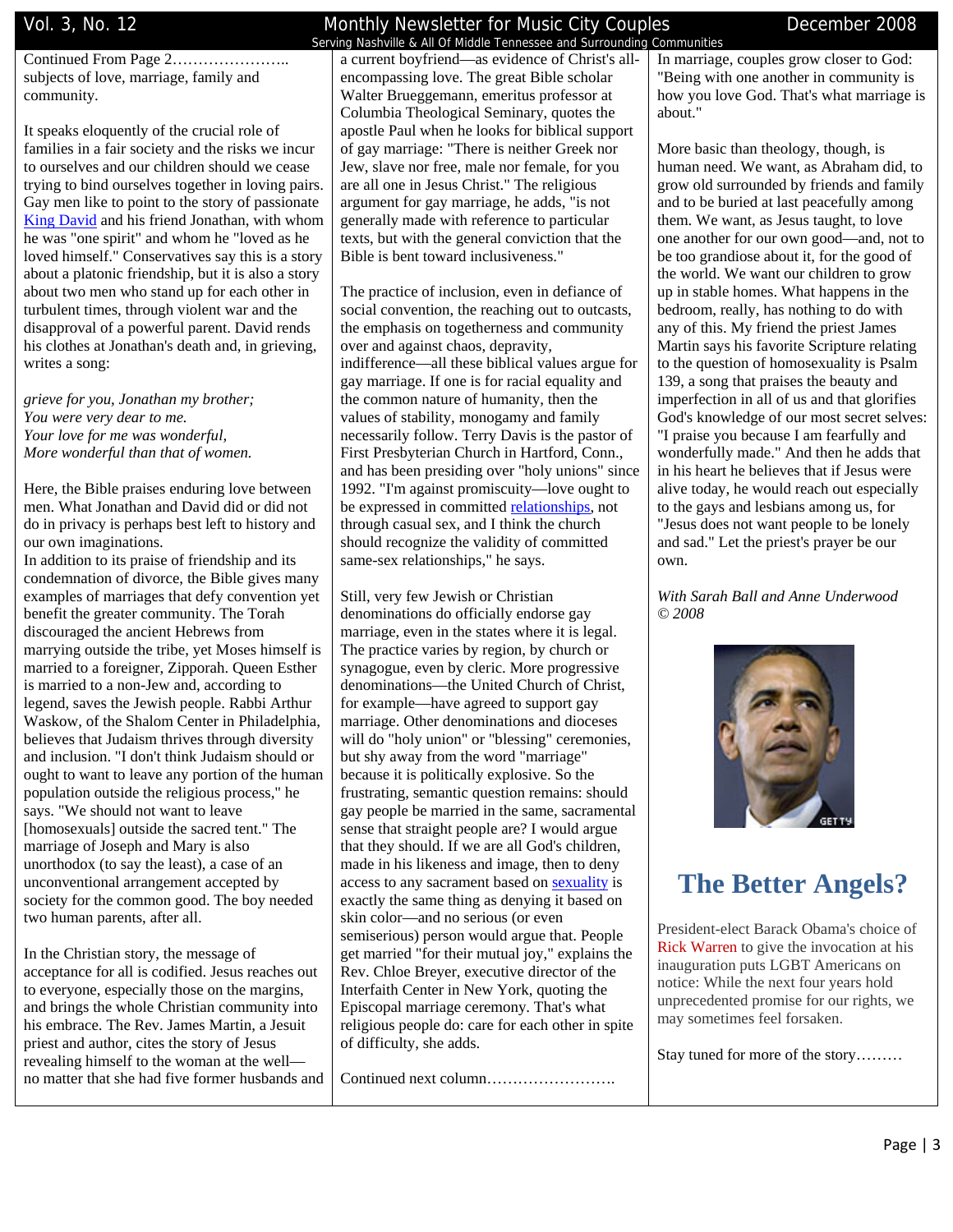Continued From Page 2…………………..
subjects of love, marriage, family and community.

It speaks eloquently of the crucial role of families in a fair society and the risks we incur to ourselves and our children should we cease trying to bind ourselves together in loving pairs. Gay men like to point to the story of passionate King David and his friend Jonathan, with whom he was "one spirit" and whom he "loved as he loved himself." Conservatives say this is a story about a platonic friendship, but it is also a story about two men who stand up for each other in turbulent times, through violent war and the disapproval of a powerful parent. David rends his clothes at Jonathan's death and, in grieving, writes a song:

*grieve for you, Jonathan my brother;*
*You were very dear to me.*
*Your love for me was wonderful,*
*More wonderful than that of women.*

Here, the Bible praises enduring love between men. What Jonathan and David did or did not do in privacy is perhaps best left to history and our own imaginations.
In addition to its praise of friendship and its condemnation of divorce, the Bible gives many examples of marriages that defy convention yet benefit the greater community. The Torah discouraged the ancient Hebrews from marrying outside the tribe, yet Moses himself is married to a foreigner, Zipporah. Queen Esther is married to a non-Jew and, according to legend, saves the Jewish people. Rabbi Arthur Waskow, of the Shalom Center in Philadelphia, believes that Judaism thrives through diversity and inclusion. "I don't think Judaism should or ought to want to leave any portion of the human population outside the religious process," he says. "We should not want to leave [homosexuals] outside the sacred tent." The marriage of Joseph and Mary is also unorthodox (to say the least), a case of an unconventional arrangement accepted by society for the common good. The boy needed two human parents, after all.

In the Christian story, the message of acceptance for all is codified. Jesus reaches out to everyone, especially those on the margins, and brings the whole Christian community into his embrace. The Rev. James Martin, a Jesuit priest and author, cites the story of Jesus revealing himself to the woman at the well—no matter that she had five former husbands and a current boyfriend—as evidence of Christ's all-encompassing love. The great Bible scholar Walter Brueggemann, emeritus professor at Columbia Theological Seminary, quotes the apostle Paul when he looks for biblical support of gay marriage: "There is neither Greek nor Jew, slave nor free, male nor female, for you are all one in Jesus Christ." The religious argument for gay marriage, he adds, "is not generally made with reference to particular texts, but with the general conviction that the Bible is bent toward inclusiveness."

The practice of inclusion, even in defiance of social convention, the reaching out to outcasts, the emphasis on togetherness and community over and against chaos, depravity, indifference—all these biblical values argue for gay marriage. If one is for racial equality and the common nature of humanity, then the values of stability, monogamy and family necessarily follow. Terry Davis is the pastor of First Presbyterian Church in Hartford, Conn., and has been presiding over "holy unions" since 1992. "I'm against promiscuity—love ought to be expressed in committed relationships, not through casual sex, and I think the church should recognize the validity of committed same-sex relationships," he says.

Still, very few Jewish or Christian denominations do officially endorse gay marriage, even in the states where it is legal. The practice varies by region, by church or synagogue, even by cleric. More progressive denominations—the United Church of Christ, for example—have agreed to support gay marriage. Other denominations and dioceses will do "holy union" or "blessing" ceremonies, but shy away from the word "marriage" because it is politically explosive. So the frustrating, semantic question remains: should gay people be married in the same, sacramental sense that straight people are? I would argue that they should. If we are all God's children, made in his likeness and image, then to deny access to any sacrament based on sexuality is exactly the same thing as denying it based on skin color—and no serious (or even semiserious) person would argue that. People get married "for their mutual joy," explains the Rev. Chloe Breyer, executive director of the Interfaith Center in New York, quoting the Episcopal marriage ceremony. That's what religious people do: care for each other in spite of difficulty, she adds.

Continued next column…………………….

In marriage, couples grow closer to God: "Being with one another in community is how you love God. That's what marriage is about."

More basic than theology, though, is human need. We want, as Abraham did, to grow old surrounded by friends and family and to be buried at last peacefully among them. We want, as Jesus taught, to love one another for our own good—and, not to be too grandiose about it, for the good of the world. We want our children to grow up in stable homes. What happens in the bedroom, really, has nothing to do with any of this. My friend the priest James Martin says his favorite Scripture relating to the question of homosexuality is Psalm 139, a song that praises the beauty and imperfection in all of us and that glorifies God's knowledge of our most secret selves: "I praise you because I am fearfully and wonderfully made." And then he adds that in his heart he believes that if Jesus were alive today, he would reach out especially to the gays and lesbians among us, for "Jesus does not want people to be lonely and sad." Let the priest's prayer be our own.

*With Sarah Ball and Anne Underwood*
*© 2008*

# The Better Angels?

President-elect Barack Obama's choice of Rick Warren to give the invocation at his inauguration puts LGBT Americans on notice: While the next four years hold unprecedented promise for our rights, we may sometimes feel forsaken.

Stay tuned for more of the story………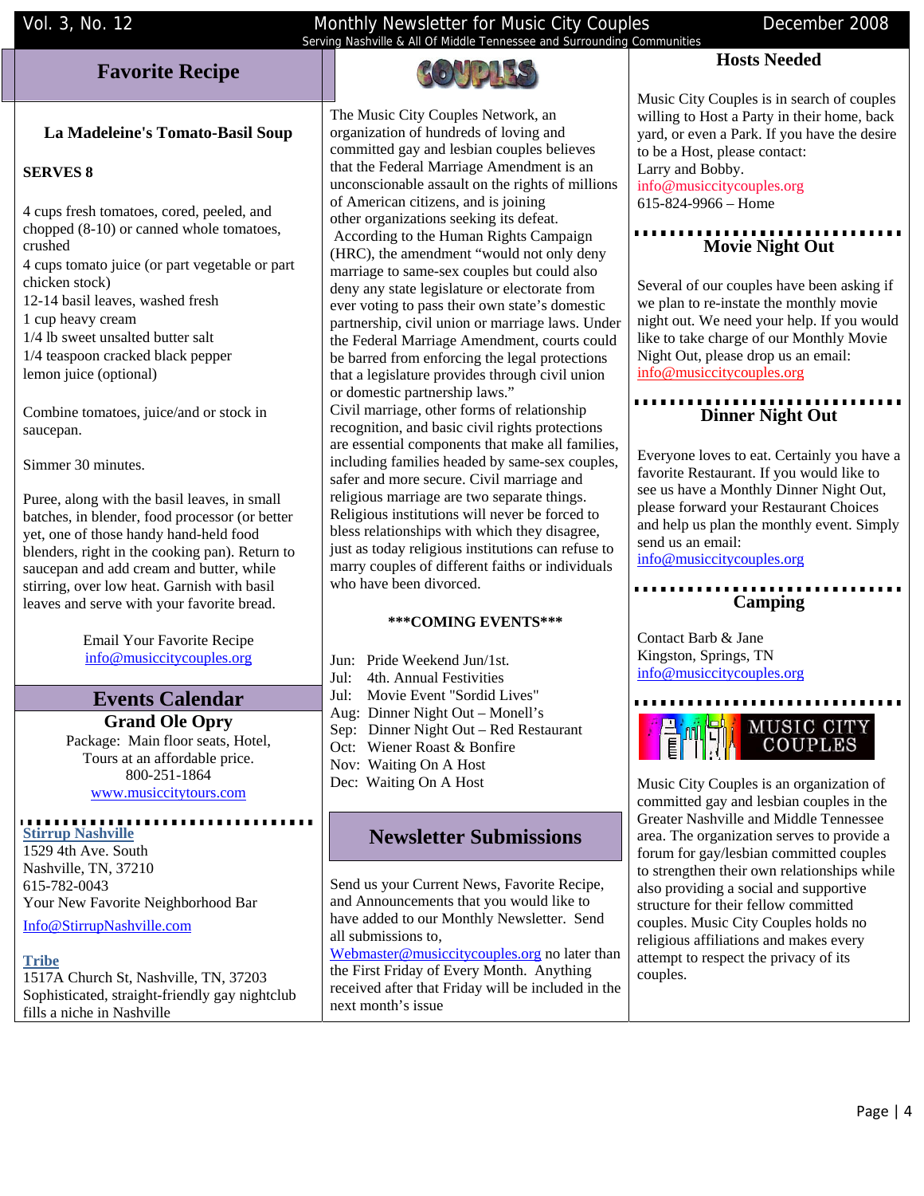## Favorite Recipe

### La Madeleine's Tomato-Basil Soup

**SERVES 8**

4 cups fresh tomatoes, cored, peeled, and chopped (8-10) or canned whole tomatoes, crushed
4 cups tomato juice (or part vegetable or part chicken stock)
12-14 basil leaves, washed fresh
1 cup heavy cream
1/4 lb sweet unsalted butter salt
1/4 teaspoon cracked black pepper
lemon juice (optional)

Combine tomatoes, juice/and or stock in saucepan.

Simmer 30 minutes.

Puree, along with the basil leaves, in small batches, in blender, food processor (or better yet, one of those handy hand-held food blenders, right in the cooking pan). Return to saucepan and add cream and butter, while stirring, over low heat. Garnish with basil leaves and serve with your favorite bread.

Email Your Favorite Recipe
info@musiccitycouples.org

## Events Calendar

### Grand Ole Opry

Package: Main floor seats, Hotel, Tours at an affordable price.
800-251-1864
www.musiccitytours.com

**Stirrup Nashville**
1529 4th Ave. South
Nashville, TN, 37210
615-782-0043
Your New Favorite Neighborhood Bar
Info@StirrupNashville.com

**Tribe**
1517A Church St, Nashville, TN, 37203
Sophisticated, straight-friendly gay nightclub fills a niche in Nashville

## COUPLES

The Music City Couples Network, an organization of hundreds of loving and committed gay and lesbian couples believes that the Federal Marriage Amendment is an unconscionable assault on the rights of millions of American citizens, and is joining other organizations seeking its defeat.
According to the Human Rights Campaign (HRC), the amendment "would not only deny marriage to same-sex couples but could also deny any state legislature or electorate from ever voting to pass their own state's domestic partnership, civil union or marriage laws. Under the Federal Marriage Amendment, courts could be barred from enforcing the legal protections that a legislature provides through civil union or domestic partnership laws."
Civil marriage, other forms of relationship recognition, and basic civil rights protections are essential components that make all families, including families headed by same-sex couples, safer and more secure. Civil marriage and religious marriage are two separate things. Religious institutions will never be forced to bless relationships with which they disagree, just as today religious institutions can refuse to marry couples of different faiths or individuals who have been divorced.

**\*\*\*COMING EVENTS\*\*\***

Jun: Pride Weekend Jun/1st.
Jul: 4th. Annual Festivities
Jul: Movie Event "Sordid Lives"
Aug: Dinner Night Out – Monell's
Sep: Dinner Night Out – Red Restaurant
Oct: Wiener Roast & Bonfire
Nov: Waiting On A Host
Dec: Waiting On A Host

## Newsletter Submissions

Send us your Current News, Favorite Recipe, and Announcements that you would like to have added to our Monthly Newsletter. Send all submissions to, Webmaster@musiccitycouples.org no later than the First Friday of Every Month. Anything received after that Friday will be included in the next month's issue

## Hosts Needed

Music City Couples is in search of couples willing to Host a Party in their home, back yard, or even a Park. If you have the desire to be a Host, please contact:
Larry and Bobby.
info@musiccitycouples.org
615-824-9966 – Home

## Movie Night Out

Several of our couples have been asking if we plan to re-instate the monthly movie night out. We need your help. If you would like to take charge of our Monthly Movie Night Out, please drop us an email:
info@musiccitycouples.org

## Dinner Night Out

Everyone loves to eat. Certainly you have a favorite Restaurant. If you would like to see us have a Monthly Dinner Night Out, please forward your Restaurant Choices and help us plan the monthly event. Simply send us an email:
info@musiccitycouples.org

## Camping

Contact Barb & Jane
Kingston, Springs, TN
info@musiccitycouples.org

MUSIC CITY COUPLES

Music City Couples is an organization of committed gay and lesbian couples in the Greater Nashville and Middle Tennessee area. The organization serves to provide a forum for gay/lesbian committed couples to strengthen their own relationships while also providing a social and supportive structure for their fellow committed couples. Music City Couples holds no religious affiliations and makes every attempt to respect the privacy of its couples.